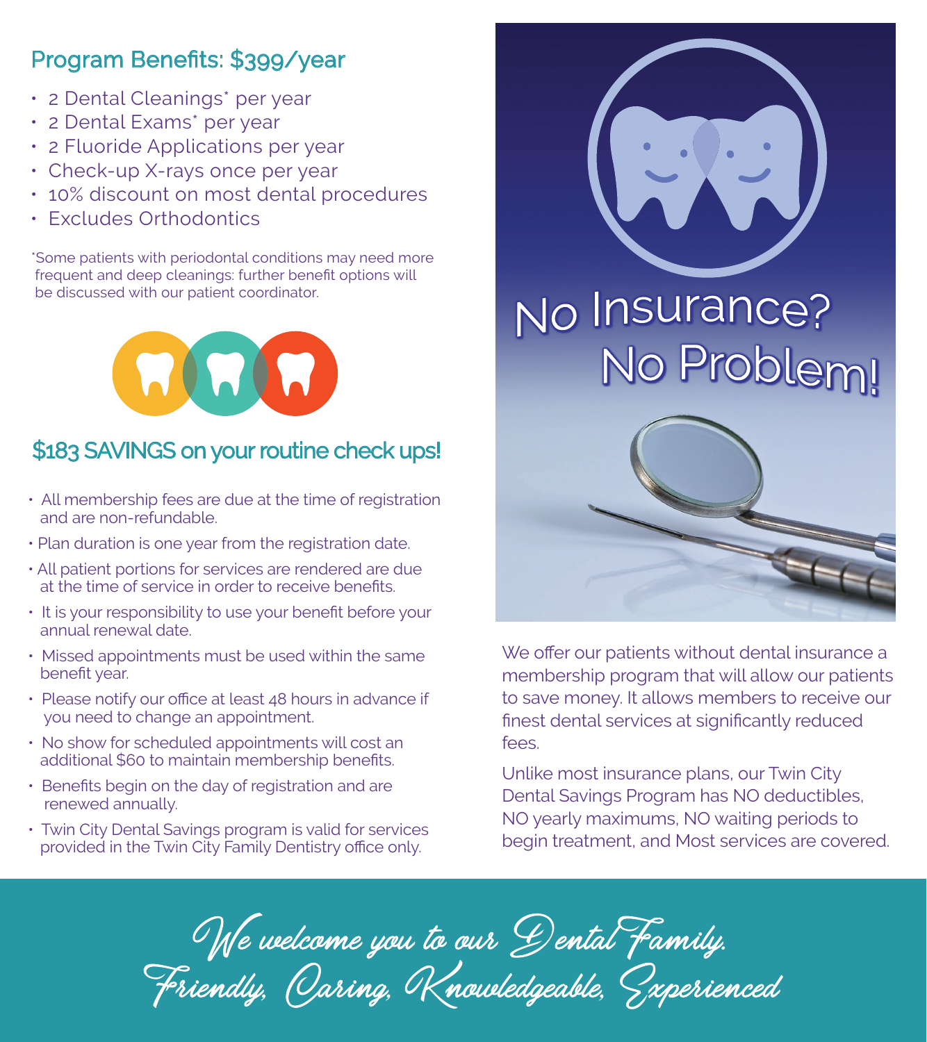## Program Benefits: $399/year

- 2 Dental Cleanings* per year
- 2 Dental Exams* per year
- 2 Fluoride Applications per year
- Check-up X-rays once per year
- 10% discount on most dental procedures
- Excludes Orthodontics

*Some patients with periodontal conditions may need more frequent and deep cleanings: further benefit options will be discussed with our patient coordinator.

## $183 SAVINGS on your routine check ups!

- All membership fees are due at the time of registration and are non-refundable.
- Plan duration is one year from the registration date.
- All patient portions for services are rendered are due at the time of service in order to receive benefits.
- It is your responsibility to use your benefit before your annual renewal date.
- Missed appointments must be used within the same benefit year.
- Please notify our office at least 48 hours in advance if you need to change an appointment.
- No show for scheduled appointments will cost an additional $60 to maintain membership benefits.
- Benefits begin on the day of registration and are renewed annually.
- Twin City Dental Savings program is valid for services provided in the Twin City Family Dentistry office only.

# No Insurance? No Problem!

We offer our patients without dental insurance a membership program that will allow our patients to save money. It allows members to receive our finest dental services at significantly reduced fees.

Unlike most insurance plans, our Twin City Dental Savings Program has NO deductibles, NO yearly maximums, NO waiting periods to begin treatment, and Most services are covered.

*We welcome you to our Dental Family.*
*Friendly, Caring, Knowledgeable, Experienced*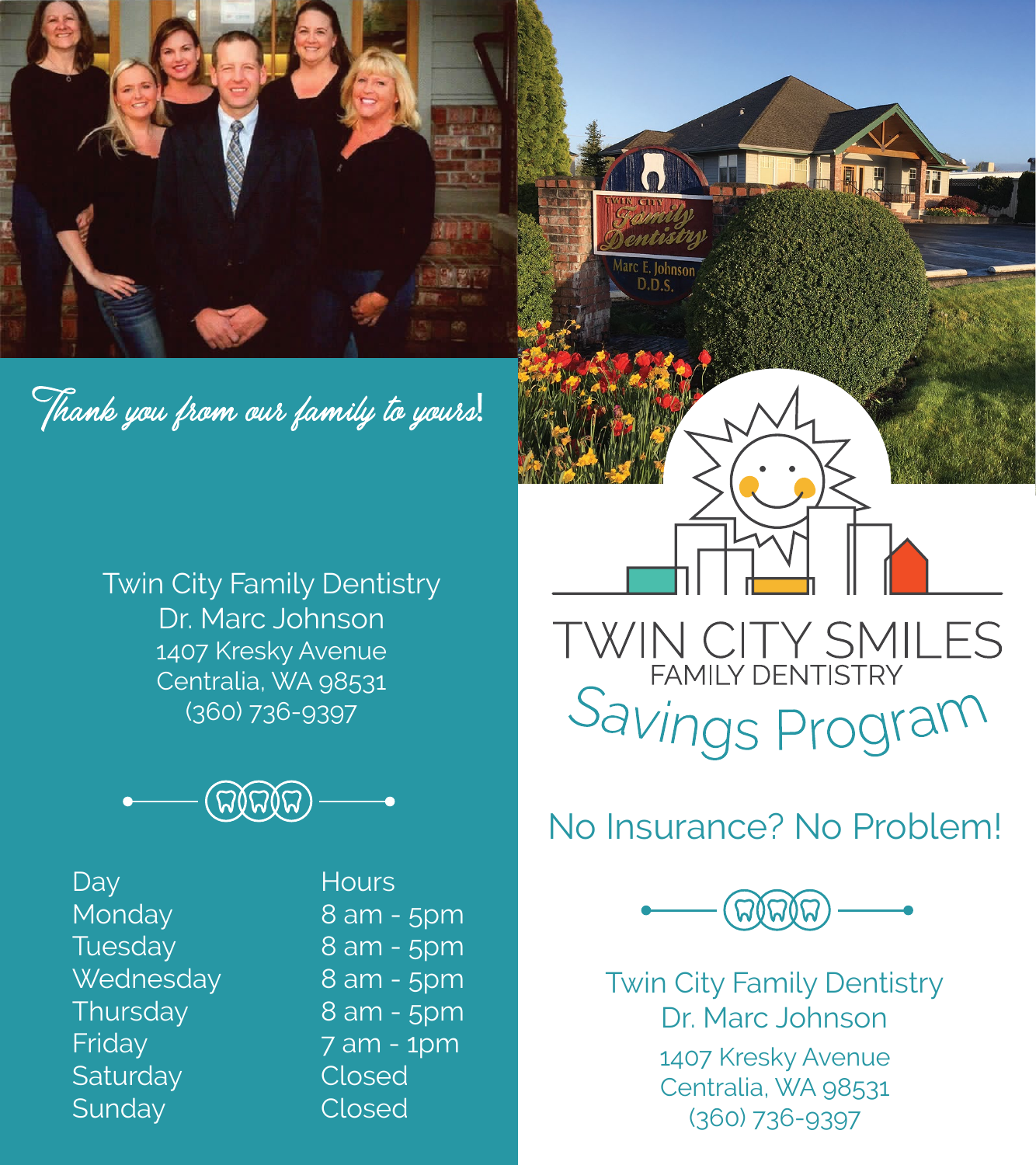*Thank you from our family to yours!*

Twin City Family Dentistry
Dr. Marc Johnson
1407 Kresky Avenue
Centralia, WA 98531
(360) 736-9397

| Day | Hours |
|---|---|
| Monday | 8 am - 5pm |
| Tuesday | 8 am - 5pm |
| Wednesday | 8 am - 5pm |
| Thursday | 8 am - 5pm |
| Friday | 7 am - 1pm |
| Saturday | Closed |
| Sunday | Closed |

# TWIN CITY SMILES
## FAMILY DENTISTRY
## Savings Program

No Insurance? No Problem!

Twin City Family Dentistry
Dr. Marc Johnson
1407 Kresky Avenue
Centralia, WA 98531
(360) 736-9397